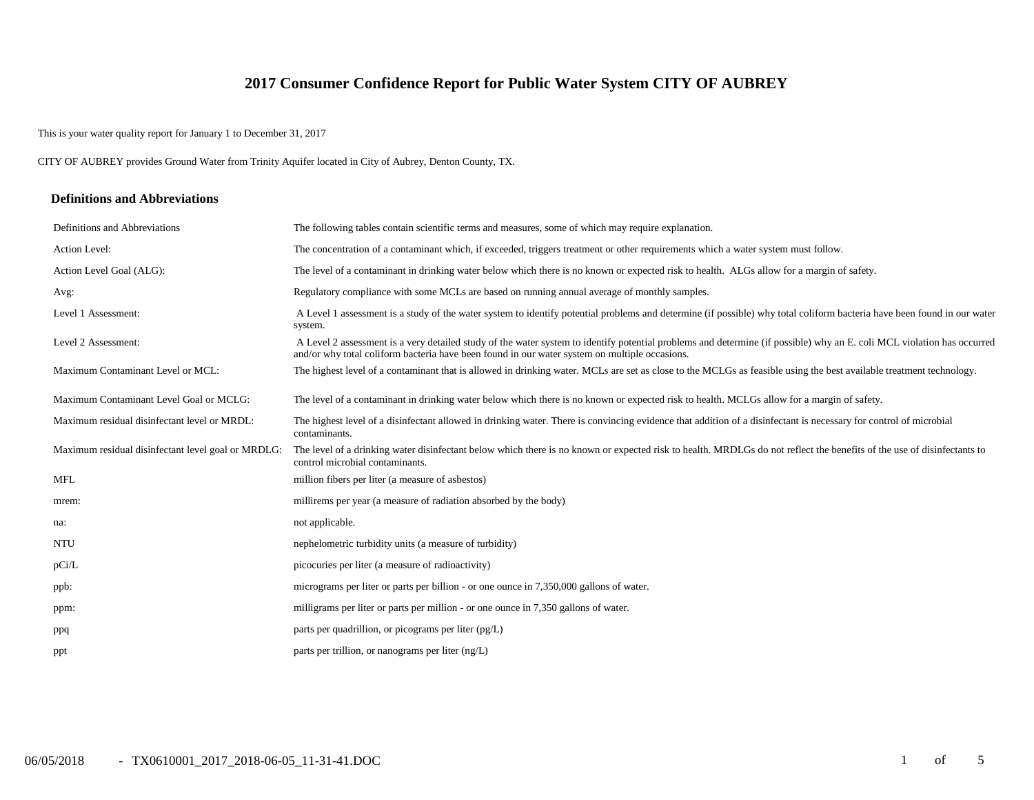# 2017 Consumer Confidence Report for Public Water System CITY OF AUBREY

This is your water quality report for January 1 to December 31, 2017

CITY OF AUBREY provides Ground Water from Trinity Aquifer located in City of Aubrey, Denton County, TX.

## Definitions and Abbreviations

| Definitions and Abbreviations | The following tables contain scientific terms and measures, some of which may require explanation. |
| --- | --- |
| Action Level: | The concentration of a contaminant which, if exceeded, triggers treatment or other requirements which a water system must follow. |
| Action Level Goal (ALG): | The level of a contaminant in drinking water below which there is no known or expected risk to health. ALGs allow for a margin of safety. |
| Avg: | Regulatory compliance with some MCLs are based on running annual average of monthly samples. |
| Level 1 Assessment: | A Level 1 assessment is a study of the water system to identify potential problems and determine (if possible) why total coliform bacteria have been found in our water system. |
| Level 2 Assessment: | A Level 2 assessment is a very detailed study of the water system to identify potential problems and determine (if possible) why an E. coli MCL violation has occurred and/or why total coliform bacteria have been found in our water system on multiple occasions. |
| Maximum Contaminant Level or MCL: | The highest level of a contaminant that is allowed in drinking water. MCLs are set as close to the MCLGs as feasible using the best available treatment technology. |
| Maximum Contaminant Level Goal or MCLG: | The level of a contaminant in drinking water below which there is no known or expected risk to health. MCLGs allow for a margin of safety. |
| Maximum residual disinfectant level or MRDL: | The highest level of a disinfectant allowed in drinking water. There is convincing evidence that addition of a disinfectant is necessary for control of microbial contaminants. |
| Maximum residual disinfectant level goal or MRDLG: | The level of a drinking water disinfectant below which there is no known or expected risk to health. MRDLGs do not reflect the benefits of the use of disinfectants to control microbial contaminants. |
| MFL | million fibers per liter (a measure of asbestos) |
| mrem: | millirems per year (a measure of radiation absorbed by the body) |
| na: | not applicable. |
| NTU | nephelometric turbidity units (a measure of turbidity) |
| pCi/L | picocuries per liter (a measure of radioactivity) |
| ppb: | micrograms per liter or parts per billion - or one ounce in 7,350,000 gallons of water. |
| ppm: | milligrams per liter or parts per million - or one ounce in 7,350 gallons of water. |
| ppq | parts per quadrillion, or picograms per liter (pg/L) |
| ppt | parts per trillion, or nanograms per liter (ng/L) |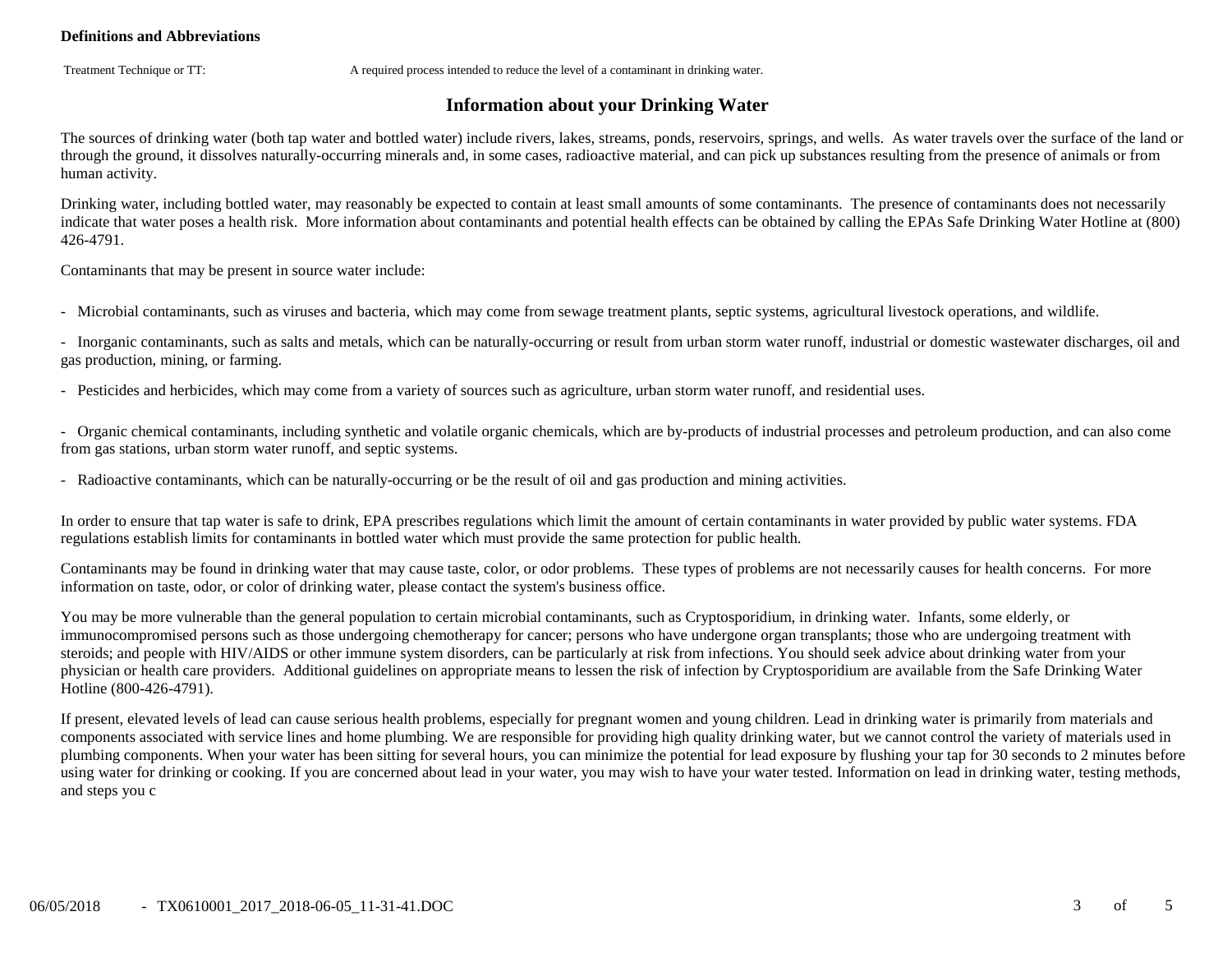**Definitions and Abbreviations**

| | |
|---|---|
| Treatment Technique or TT: | A required process intended to reduce the level of a contaminant in drinking water. |

## Information about your Drinking Water

The sources of drinking water (both tap water and bottled water) include rivers, lakes, streams, ponds, reservoirs, springs, and wells. As water travels over the surface of the land or through the ground, it dissolves naturally-occurring minerals and, in some cases, radioactive material, and can pick up substances resulting from the presence of animals or from human activity.

Drinking water, including bottled water, may reasonably be expected to contain at least small amounts of some contaminants. The presence of contaminants does not necessarily indicate that water poses a health risk. More information about contaminants and potential health effects can be obtained by calling the EPAs Safe Drinking Water Hotline at (800) 426-4791.

Contaminants that may be present in source water include:

- Microbial contaminants, such as viruses and bacteria, which may come from sewage treatment plants, septic systems, agricultural livestock operations, and wildlife.

- Inorganic contaminants, such as salts and metals, which can be naturally-occurring or result from urban storm water runoff, industrial or domestic wastewater discharges, oil and gas production, mining, or farming.

- Pesticides and herbicides, which may come from a variety of sources such as agriculture, urban storm water runoff, and residential uses.

- Organic chemical contaminants, including synthetic and volatile organic chemicals, which are by-products of industrial processes and petroleum production, and can also come from gas stations, urban storm water runoff, and septic systems.

- Radioactive contaminants, which can be naturally-occurring or be the result of oil and gas production and mining activities.

In order to ensure that tap water is safe to drink, EPA prescribes regulations which limit the amount of certain contaminants in water provided by public water systems. FDA regulations establish limits for contaminants in bottled water which must provide the same protection for public health.

Contaminants may be found in drinking water that may cause taste, color, or odor problems. These types of problems are not necessarily causes for health concerns. For more information on taste, odor, or color of drinking water, please contact the system's business office.

You may be more vulnerable than the general population to certain microbial contaminants, such as Cryptosporidium, in drinking water. Infants, some elderly, or immunocompromised persons such as those undergoing chemotherapy for cancer; persons who have undergone organ transplants; those who are undergoing treatment with steroids; and people with HIV/AIDS or other immune system disorders, can be particularly at risk from infections. You should seek advice about drinking water from your physician or health care providers. Additional guidelines on appropriate means to lessen the risk of infection by Cryptosporidium are available from the Safe Drinking Water Hotline (800-426-4791).

If present, elevated levels of lead can cause serious health problems, especially for pregnant women and young children. Lead in drinking water is primarily from materials and components associated with service lines and home plumbing. We are responsible for providing high quality drinking water, but we cannot control the variety of materials used in plumbing components. When your water has been sitting for several hours, you can minimize the potential for lead exposure by flushing your tap for 30 seconds to 2 minutes before using water for drinking or cooking. If you are concerned about lead in your water, you may wish to have your water tested. Information on lead in drinking water, testing methods, and steps you c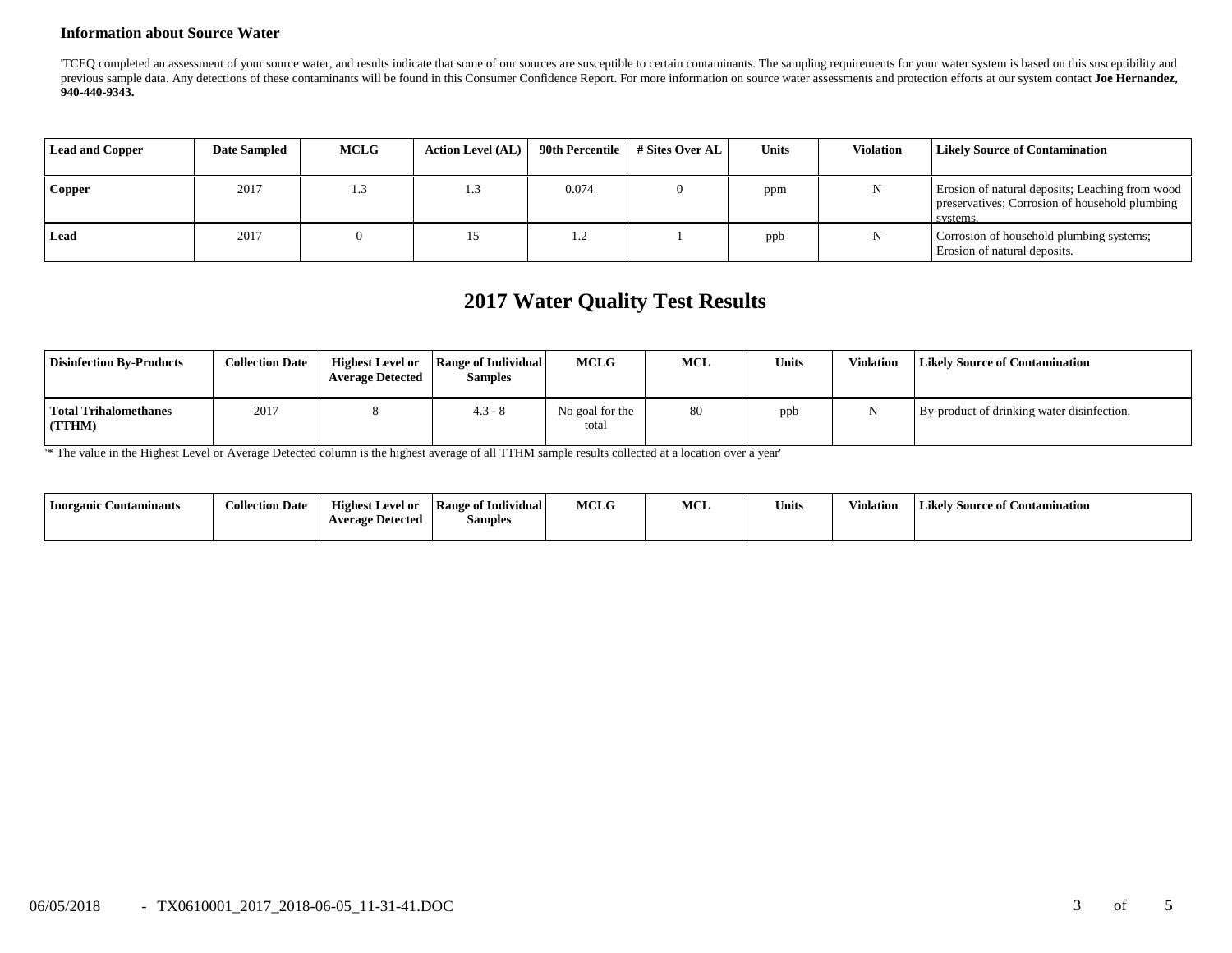### Information about Source Water

'TCEQ completed an assessment of your source water, and results indicate that some of our sources are susceptible to certain contaminants. The sampling requirements for your water system is based on this susceptibility and previous sample data. Any detections of these contaminants will be found in this Consumer Confidence Report. For more information on source water assessments and protection efforts at our system contact **Joe Hernandez, 940-440-9343.**

| Lead and Copper | Date Sampled | MCLG | Action Level (AL) | 90th Percentile | # Sites Over AL | Units | Violation | Likely Source of Contamination |
|---|---|---|---|---|---|---|---|---|
| **Copper** | 2017 | 1.3 | 1.3 | 0.074 | 0 | ppm | N | Erosion of natural deposits; Leaching from wood preservatives; Corrosion of household plumbing systems. |
| **Lead** | 2017 | 0 | 15 | 1.2 | 1 | ppb | N | Corrosion of household plumbing systems; Erosion of natural deposits. |

## 2017 Water Quality Test Results

| Disinfection By-Products | Collection Date | Highest Level or Average Detected | Range of Individual Samples | MCLG | MCL | Units | Violation | Likely Source of Contamination |
|---|---|---|---|---|---|---|---|---|
| **Total Trihalomethanes (TTHM)** | 2017 | 8 | 4.3 - 8 | No goal for the total | 80 | ppb | N | By-product of drinking water disinfection. |

'* The value in the Highest Level or Average Detected column is the highest average of all TTHM sample results collected at a location over a year'

| Inorganic Contaminants | Collection Date | Highest Level or Average Detected | Range of Individual Samples | MCLG | MCL | Units | Violation | Likely Source of Contamination |
|---|---|---|---|---|---|---|---|---|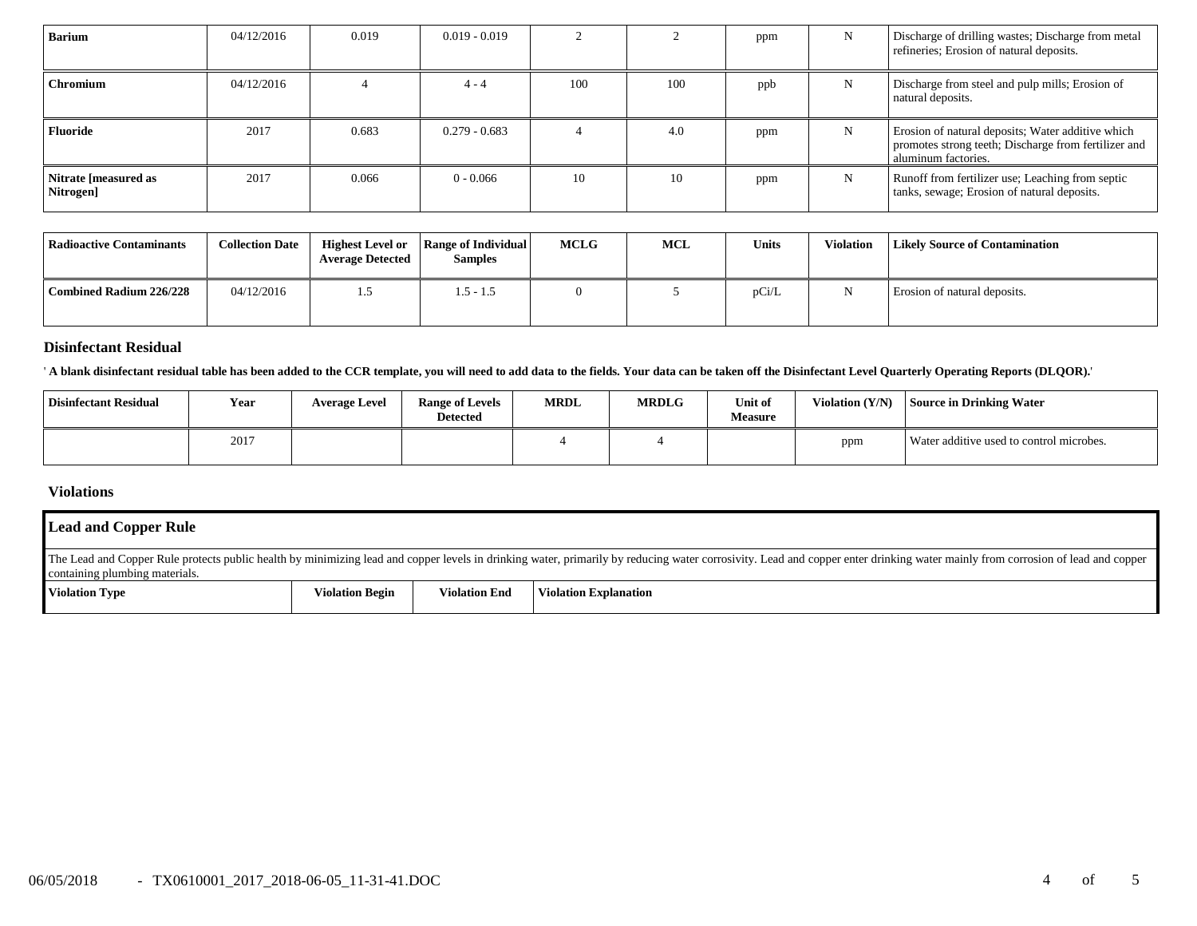| Barium | 04/12/2016 | 0.019 | 0.019 - 0.019 | 2 | 2 | ppm | N | Discharge of drilling wastes; Discharge from metal refineries; Erosion of natural deposits. |
|---|---|---|---|---|---|---|---|---|
| Chromium | 04/12/2016 | 4 | 4 - 4 | 100 | 100 | ppb | N | Discharge from steel and pulp mills; Erosion of natural deposits. |
| Fluoride | 2017 | 0.683 | 0.279 - 0.683 | 4 | 4.0 | ppm | N | Erosion of natural deposits; Water additive which promotes strong teeth; Discharge from fertilizer and aluminum factories. |
| Nitrate [measured as Nitrogen] | 2017 | 0.066 | 0 - 0.066 | 10 | 10 | ppm | N | Runoff from fertilizer use; Leaching from septic tanks, sewage; Erosion of natural deposits. |

| Radioactive Contaminants | Collection Date | Highest Level or Average Detected | Range of Individual Samples | MCLG | MCL | Units | Violation | Likely Source of Contamination |
|---|---|---|---|---|---|---|---|---|
| Combined Radium 226/228 | 04/12/2016 | 1.5 | 1.5 - 1.5 | 0 | 5 | pCi/L | N | Erosion of natural deposits. |

### Disinfectant Residual

**' A blank disinfectant residual table has been added to the CCR template, you will need to add data to the fields. Your data can be taken off the Disinfectant Level Quarterly Operating Reports (DLQOR).'**

| Disinfectant Residual | Year | Average Level | Range of Levels Detected | MRDL | MRDLG | Unit of Measure | Violation (Y/N) | Source in Drinking Water |
|---|---|---|---|---|---|---|---|---|
| | 2017 | | | 4 | 4 | | ppm | Water additive used to control microbes. |

### Violations

| Lead and Copper Rule | | | |
|---|---|---|---|
| The Lead and Copper Rule protects public health by minimizing lead and copper levels in drinking water, primarily by reducing water corrosivity. Lead and copper enter drinking water mainly from corrosion of lead and copper containing plumbing materials. | | | |
| **Violation Type** | **Violation Begin** | **Violation End** | **Violation Explanation** |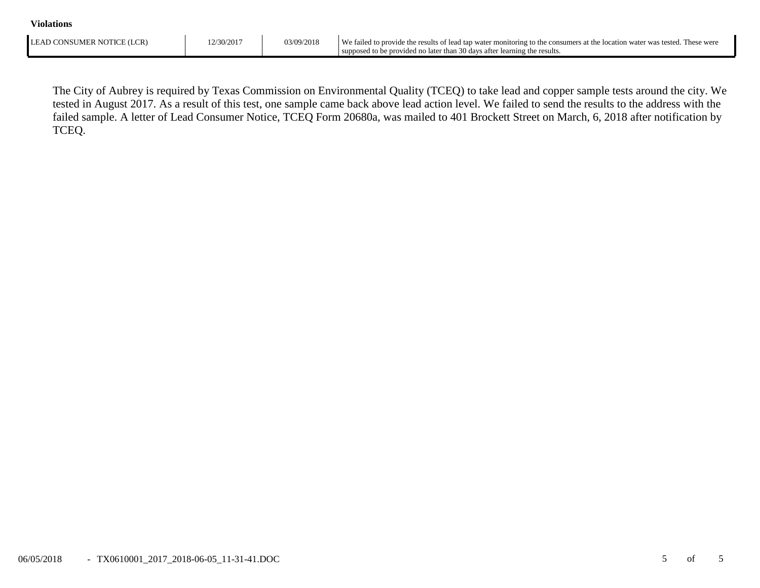**Violations**

| | | | |
|---|---|---|---|
| LEAD CONSUMER NOTICE (LCR) | 12/30/2017 | 03/09/2018 | We failed to provide the results of lead tap water monitoring to the consumers at the location water was tested. These were supposed to be provided no later than 30 days after learning the results. |

The City of Aubrey is required by Texas Commission on Environmental Quality (TCEQ) to take lead and copper sample tests around the city. We tested in August 2017. As a result of this test, one sample came back above lead action level. We failed to send the results to the address with the failed sample. A letter of Lead Consumer Notice, TCEQ Form 20680a, was mailed to 401 Brockett Street on March, 6, 2018 after notification by TCEQ.